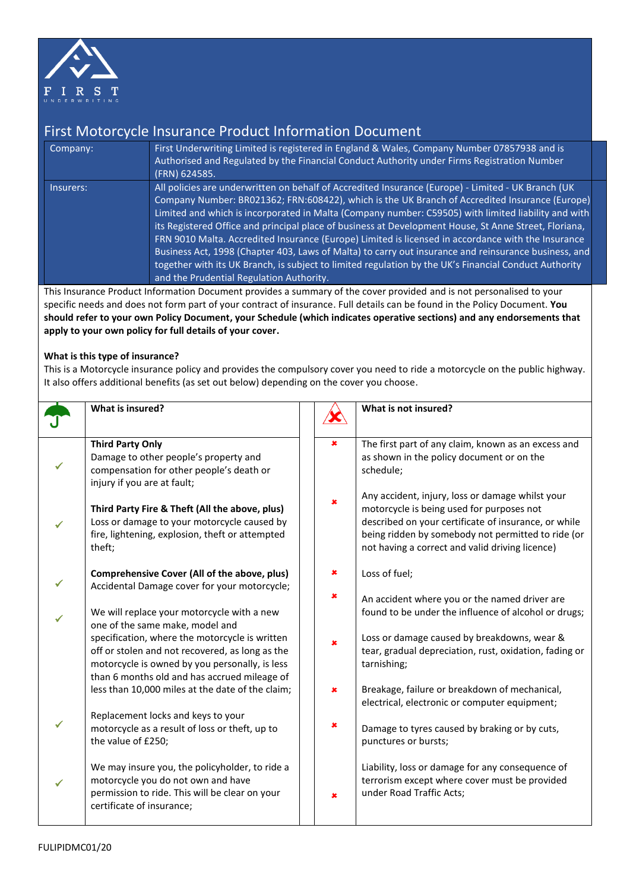# First Motorcycle Insurance Product Information Document

| | |
|---|---|
| Company: | First Underwriting Limited is registered in England & Wales, Company Number 07857938 and is Authorised and Regulated by the Financial Conduct Authority under Firms Registration Number (FRN) 624585. |
| Insurers: | All policies are underwritten on behalf of Accredited Insurance (Europe) - Limited - UK Branch (UK Company Number: BR021362; FRN:608422), which is the UK Branch of Accredited Insurance (Europe) Limited and which is incorporated in Malta (Company number: C59505) with limited liability and with its Registered Office and principal place of business at Development House, St Anne Street, Floriana, FRN 9010 Malta. Accredited Insurance (Europe) Limited is licensed in accordance with the Insurance Business Act, 1998 (Chapter 403, Laws of Malta) to carry out insurance and reinsurance business, and together with its UK Branch, is subject to limited regulation by the UK's Financial Conduct Authority and the Prudential Regulation Authority. |

This Insurance Product Information Document provides a summary of the cover provided and is not personalised to your specific needs and does not form part of your contract of insurance. Full details can be found in the Policy Document. **You should refer to your own Policy Document, your Schedule (which indicates operative sections) and any endorsements that apply to your own policy for full details of your cover.**

**What is this type of insurance?**

This is a Motorcycle insurance policy and provides the compulsory cover you need to ride a motorcycle on the public highway. It also offers additional benefits (as set out below) depending on the cover you choose.

## What is insured?

- ✓ **Third Party Only**
  Damage to other people's property and compensation for other people's death or injury if you are at fault;
- ✓ **Third Party Fire & Theft (All the above, plus)**
  Loss or damage to your motorcycle caused by fire, lightening, explosion, theft or attempted theft;
- ✓ **Comprehensive Cover (All of the above, plus)**
  Accidental Damage cover for your motorcycle;
- ✓ We will replace your motorcycle with a new one of the same make, model and specification, where the motorcycle is written off or stolen and not recovered, as long as the motorcycle is owned by you personally, is less than 6 months old and has accrued mileage of less than 10,000 miles at the date of the claim;
- ✓ Replacement locks and keys to your motorcycle as a result of loss or theft, up to the value of £250;
- ✓ We may insure you, the policyholder, to ride a motorcycle you do not own and have permission to ride. This will be clear on your certificate of insurance;

## What is not insured?

- ✗ The first part of any claim, known as an excess and as shown in the policy document or on the schedule;
- ✗ Any accident, injury, loss or damage whilst your motorcycle is being used for purposes not described on your certificate of insurance, or while being ridden by somebody not permitted to ride (or not having a correct and valid driving licence)
- ✗ Loss of fuel;
- ✗ An accident where you or the named driver are found to be under the influence of alcohol or drugs;
- ✗ Loss or damage caused by breakdowns, wear & tear, gradual depreciation, rust, oxidation, fading or tarnishing;
- ✗ Breakage, failure or breakdown of mechanical, electrical, electronic or computer equipment;
- ✗ Damage to tyres caused by braking or by cuts, punctures or bursts;
- ✗ Liability, loss or damage for any consequence of terrorism except where cover must be provided under Road Traffic Acts;

FULIPIDMC01/20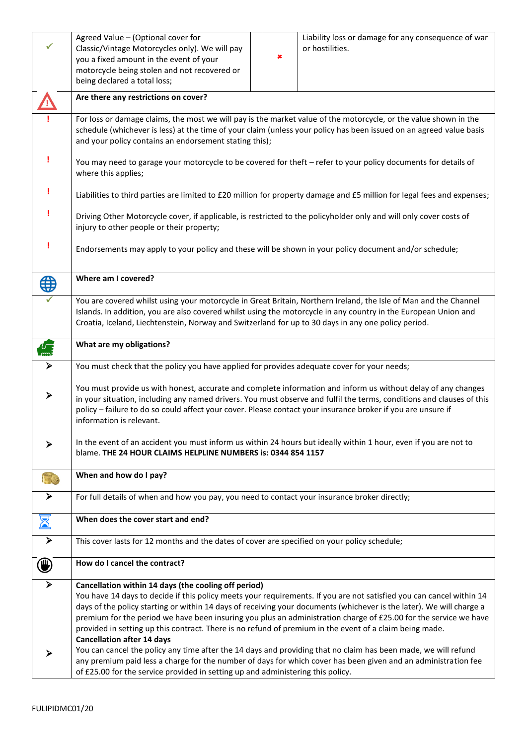| | | | | |
|---|---|---|---|---|
| ✓ | Agreed Value – (Optional cover for Classic/Vintage Motorcycles only). We will pay you a fixed amount in the event of your motorcycle being stolen and not recovered or being declared a total loss; | | ✖ | Liability loss or damage for any consequence of war or hostilities. |

| | |
|---|---|
| ⚠ | **Are there any restrictions on cover?** |
| ! | For loss or damage claims, the most we will pay is the market value of the motorcycle, or the value shown in the schedule (whichever is less) at the time of your claim (unless your policy has been issued on an agreed value basis and your policy contains an endorsement stating this); |
| ! | You may need to garage your motorcycle to be covered for theft – refer to your policy documents for details of where this applies; |
| ! | Liabilities to third parties are limited to £20 million for property damage and £5 million for legal fees and expenses; |
| ! | Driving Other Motorcycle cover, if applicable, is restricted to the policyholder only and will only cover costs of injury to other people or their property; |
| ! | Endorsements may apply to your policy and these will be shown in your policy document and/or schedule; |
| | **Where am I covered?** |
| ✓ | You are covered whilst using your motorcycle in Great Britain, Northern Ireland, the Isle of Man and the Channel Islands. In addition, you are also covered whilst using the motorcycle in any country in the European Union and Croatia, Iceland, Liechtenstein, Norway and Switzerland for up to 30 days in any one policy period. |
| | **What are my obligations?** |
| ➤ | You must check that the policy you have applied for provides adequate cover for your needs; |
| ➤ | You must provide us with honest, accurate and complete information and inform us without delay of any changes in your situation, including any named drivers. You must observe and fulfil the terms, conditions and clauses of this policy – failure to do so could affect your cover. Please contact your insurance broker if you are unsure if information is relevant. |
| ➤ | In the event of an accident you must inform us within 24 hours but ideally within 1 hour, even if you are not to blame. **THE 24 HOUR CLAIMS HELPLINE NUMBERS is: 0344 854 1157** |
| | **When and how do I pay?** |
| ➤ | For full details of when and how you pay, you need to contact your insurance broker directly; |
| | **When does the cover start and end?** |
| ➤ | This cover lasts for 12 months and the dates of cover are specified on your policy schedule; |
| | **How do I cancel the contract?** |
| ➤ | **Cancellation within 14 days (the cooling off period)** You have 14 days to decide if this policy meets your requirements. If you are not satisfied you can cancel within 14 days of the policy starting or within 14 days of receiving your documents (whichever is the later). We will charge a premium for the period we have been insuring you plus an administration charge of £25.00 for the service we have provided in setting up this contract. There is no refund of premium in the event of a claim being made. |
| ➤ | **Cancellation after 14 days** You can cancel the policy any time after the 14 days and providing that no claim has been made, we will refund any premium paid less a charge for the number of days for which cover has been given and an administration fee of £25.00 for the service provided in setting up and administering this policy. |

FULIPIDMC01/20